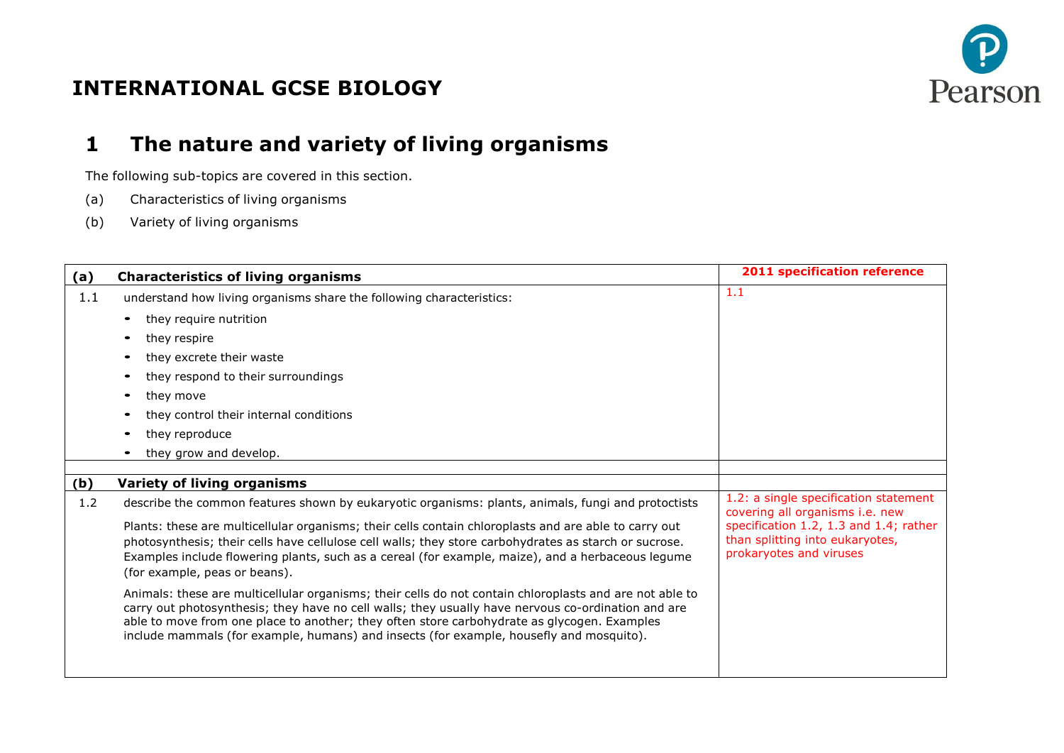# INTERNATIONAL GCSE BIOLOGY

## 1 The nature and variety of living organisms

The following sub-topics are covered in this section.

(a) Characteristics of living organisms

(b) Variety of living organisms

| (a) | Characteristics of living organisms | 2011 specification reference |
|---|---|---|
| 1.1 | understand how living organisms share the following characteristics:<br>• they require nutrition<br>• they respire<br>• they excrete their waste<br>• they respond to their surroundings<br>• they move<br>• they control their internal conditions<br>• they reproduce<br>• they grow and develop. | 1.1 |
| | | |
| **(b)** | **Variety of living organisms** | |
| 1.2 | describe the common features shown by eukaryotic organisms: plants, animals, fungi and protoctists<br><br>Plants: these are multicellular organisms; their cells contain chloroplasts and are able to carry out photosynthesis; their cells have cellulose cell walls; they store carbohydrates as starch or sucrose. Examples include flowering plants, such as a cereal (for example, maize), and a herbaceous legume (for example, peas or beans).<br><br>Animals: these are multicellular organisms; their cells do not contain chloroplasts and are not able to carry out photosynthesis; they have no cell walls; they usually have nervous co-ordination and are able to move from one place to another; they often store carbohydrate as glycogen. Examples include mammals (for example, humans) and insects (for example, housefly and mosquito). | 1.2: a single specification statement covering all organisms i.e. new specification 1.2, 1.3 and 1.4; rather than splitting into eukaryotes, prokaryotes and viruses |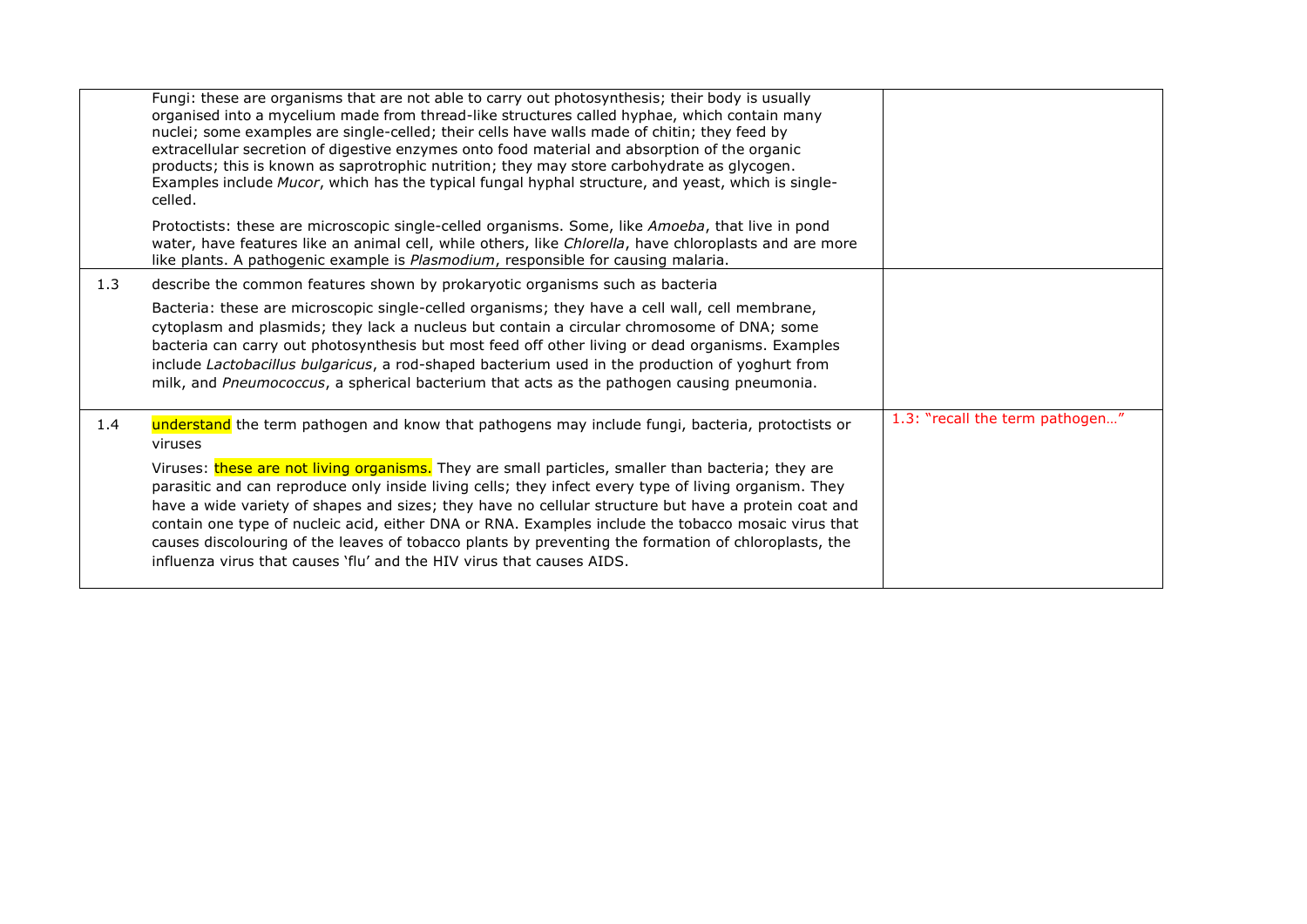| | | |
|---|---|---|
| | Fungi: these are organisms that are not able to carry out photosynthesis; their body is usually organised into a mycelium made from thread-like structures called hyphae, which contain many nuclei; some examples are single-celled; their cells have walls made of chitin; they feed by extracellular secretion of digestive enzymes onto food material and absorption of the organic products; this is known as saprotrophic nutrition; they may store carbohydrate as glycogen. Examples include *Mucor*, which has the typical fungal hyphal structure, and yeast, which is single-celled.<br><br>Protoctists: these are microscopic single-celled organisms. Some, like *Amoeba*, that live in pond water, have features like an animal cell, while others, like *Chlorella*, have chloroplasts and are more like plants. A pathogenic example is *Plasmodium*, responsible for causing malaria. | |
| 1.3 | describe the common features shown by prokaryotic organisms such as bacteria<br><br>Bacteria: these are microscopic single-celled organisms; they have a cell wall, cell membrane, cytoplasm and plasmids; they lack a nucleus but contain a circular chromosome of DNA; some bacteria can carry out photosynthesis but most feed off other living or dead organisms. Examples include *Lactobacillus bulgaricus*, a rod-shaped bacterium used in the production of yoghurt from milk, and *Pneumococcus*, a spherical bacterium that acts as the pathogen causing pneumonia. | |
| 1.4 | understand the term pathogen and know that pathogens may include fungi, bacteria, protoctists or viruses<br><br>Viruses: these are not living organisms. They are small particles, smaller than bacteria; they are parasitic and can reproduce only inside living cells; they infect every type of living organism. They have a wide variety of shapes and sizes; they have no cellular structure but have a protein coat and contain one type of nucleic acid, either DNA or RNA. Examples include the tobacco mosaic virus that causes discolouring of the leaves of tobacco plants by preventing the formation of chloroplasts, the influenza virus that causes 'flu' and the HIV virus that causes AIDS. | 1.3: "recall the term pathogen…" |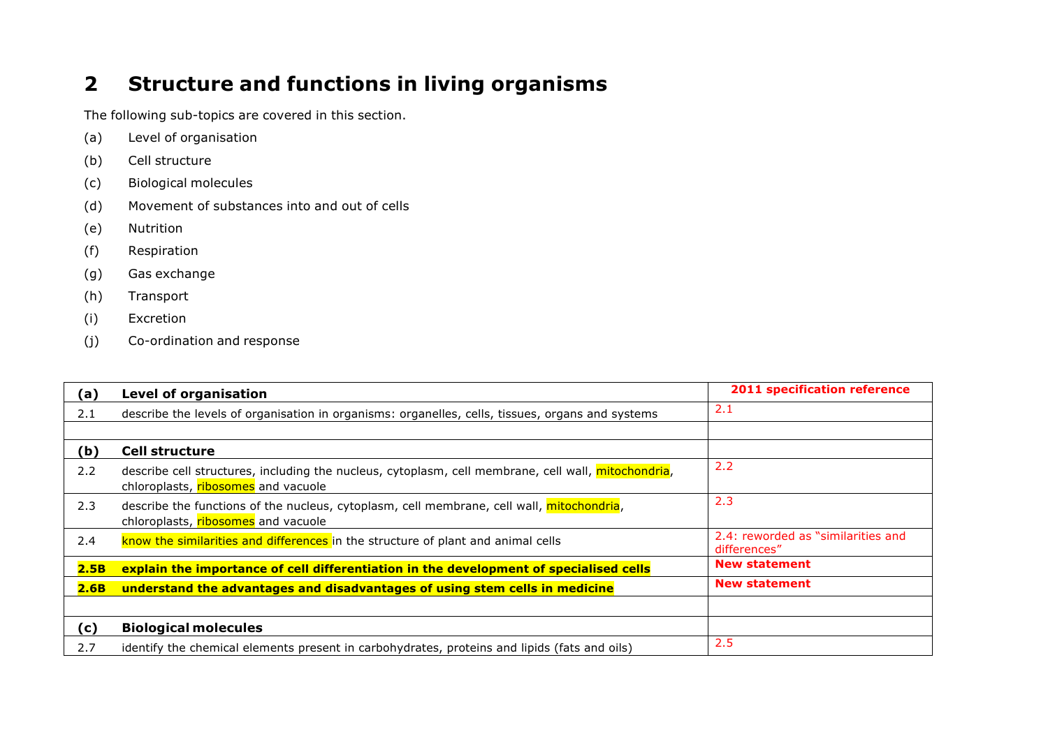## 2 Structure and functions in living organisms

The following sub-topics are covered in this section.

(a) Level of organisation

(b) Cell structure

(c) Biological molecules

(d) Movement of substances into and out of cells

(e) Nutrition

(f) Respiration

(g) Gas exchange

(h) Transport

(i) Excretion

(j) Co-ordination and response

| | | |
|---|---|---|
| **(a)** | **Level of organisation** | **2011 specification reference** |
| 2.1 | describe the levels of organisation in organisms: organelles, cells, tissues, organs and systems | 2.1 |
| | | |
| **(b)** | **Cell structure** | |
| 2.2 | describe cell structures, including the nucleus, cytoplasm, cell membrane, cell wall, mitochondria, chloroplasts, ribosomes and vacuole | 2.2 |
| 2.3 | describe the functions of the nucleus, cytoplasm, cell membrane, cell wall, mitochondria, chloroplasts, ribosomes and vacuole | 2.3 |
| 2.4 | know the similarities and differences in the structure of plant and animal cells | 2.4: reworded as "similarities and differences" |
| **2.5B** | **explain the importance of cell differentiation in the development of specialised cells** | **New statement** |
| **2.6B** | **understand the advantages and disadvantages of using stem cells in medicine** | **New statement** |
| | | |
| **(c)** | **Biological molecules** | |
| 2.7 | identify the chemical elements present in carbohydrates, proteins and lipids (fats and oils) | 2.5 |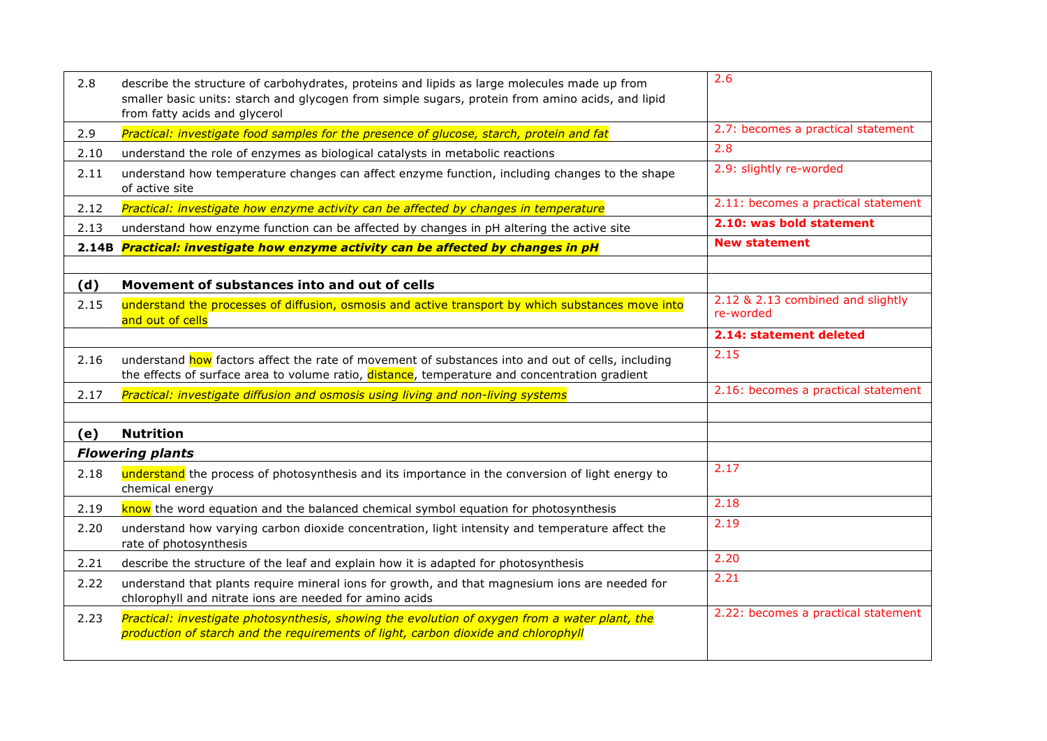| | | |
|---|---|---|
| 2.8 | describe the structure of carbohydrates, proteins and lipids as large molecules made up from smaller basic units: starch and glycogen from simple sugars, protein from amino acids, and lipid from fatty acids and glycerol | 2.6 |
| 2.9 | *Practical: investigate food samples for the presence of glucose, starch, protein and fat* | 2.7: becomes a practical statement |
| 2.10 | understand the role of enzymes as biological catalysts in metabolic reactions | 2.8 |
| 2.11 | understand how temperature changes can affect enzyme function, including changes to the shape of active site | 2.9: slightly re-worded |
| 2.12 | *Practical: investigate how enzyme activity can be affected by changes in temperature* | 2.11: becomes a practical statement |
| 2.13 | understand how enzyme function can be affected by changes in pH altering the active site | **2.10: was bold statement** |
| **2.14B** | ***Practical: investigate how enzyme activity can be affected by changes in pH*** | **New statement** |
| | | |
| **(d)** | **Movement of substances into and out of cells** | |
| 2.15 | understand the processes of diffusion, osmosis and active transport by which substances move into and out of cells | 2.12 & 2.13 combined and slightly re-worded |
| | | **2.14: statement deleted** |
| 2.16 | understand how factors affect the rate of movement of substances into and out of cells, including the effects of surface area to volume ratio, distance, temperature and concentration gradient | 2.15 |
| 2.17 | *Practical: investigate diffusion and osmosis using living and non-living systems* | 2.16: becomes a practical statement |
| | | |
| **(e)** | **Nutrition** | |
| ***Flowering plants*** | | |
| 2.18 | understand the process of photosynthesis and its importance in the conversion of light energy to chemical energy | 2.17 |
| 2.19 | know the word equation and the balanced chemical symbol equation for photosynthesis | 2.18 |
| 2.20 | understand how varying carbon dioxide concentration, light intensity and temperature affect the rate of photosynthesis | 2.19 |
| 2.21 | describe the structure of the leaf and explain how it is adapted for photosynthesis | 2.20 |
| 2.22 | understand that plants require mineral ions for growth, and that magnesium ions are needed for chlorophyll and nitrate ions are needed for amino acids | 2.21 |
| 2.23 | *Practical: investigate photosynthesis, showing the evolution of oxygen from a water plant, the production of starch and the requirements of light, carbon dioxide and chlorophyll* | 2.22: becomes a practical statement |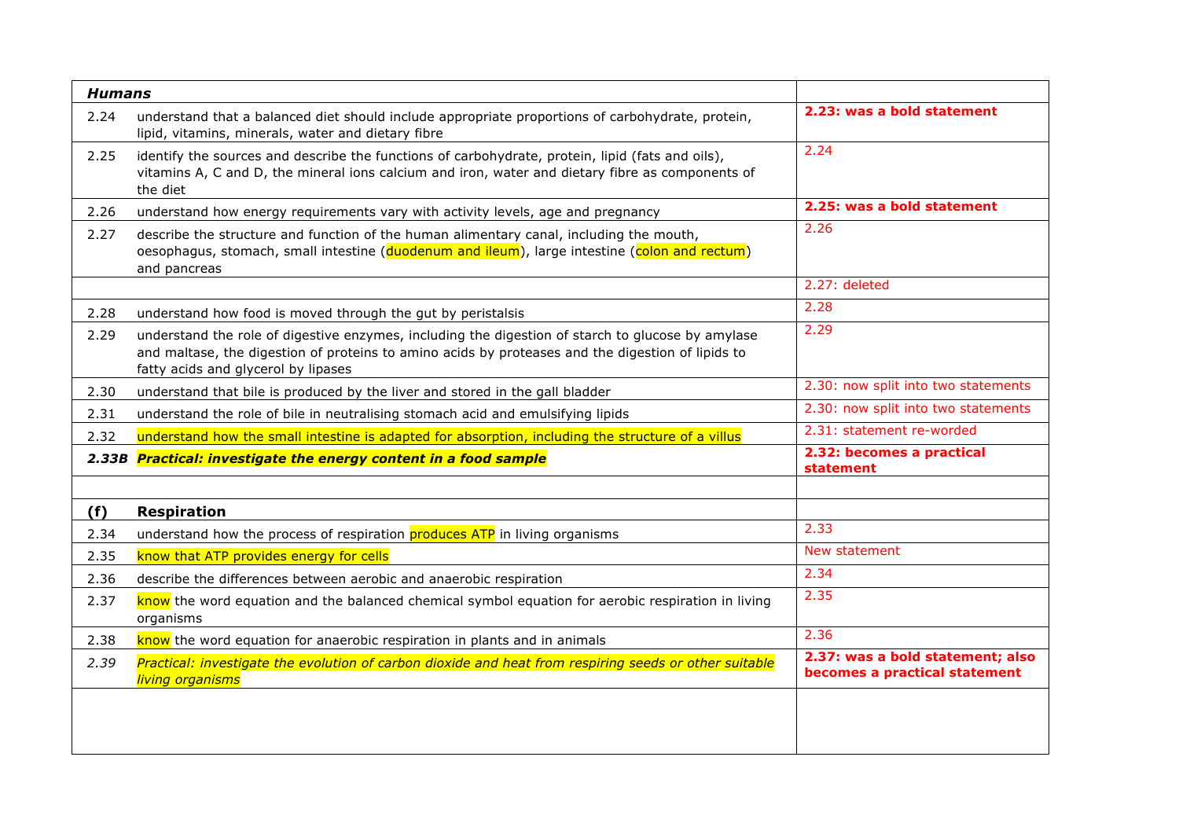| | | |
|---|---|---|
| ***Humans*** | | |
| 2.24 | understand that a balanced diet should include appropriate proportions of carbohydrate, protein, lipid, vitamins, minerals, water and dietary fibre | **2.23: was a bold statement** |
| 2.25 | identify the sources and describe the functions of carbohydrate, protein, lipid (fats and oils), vitamins A, C and D, the mineral ions calcium and iron, water and dietary fibre as components of the diet | 2.24 |
| 2.26 | understand how energy requirements vary with activity levels, age and pregnancy | **2.25: was a bold statement** |
| 2.27 | describe the structure and function of the human alimentary canal, including the mouth, oesophagus, stomach, small intestine (duodenum and ileum), large intestine (colon and rectum) and pancreas | 2.26 |
| | | 2.27: deleted |
| 2.28 | understand how food is moved through the gut by peristalsis | 2.28 |
| 2.29 | understand the role of digestive enzymes, including the digestion of starch to glucose by amylase and maltase, the digestion of proteins to amino acids by proteases and the digestion of lipids to fatty acids and glycerol by lipases | 2.29 |
| 2.30 | understand that bile is produced by the liver and stored in the gall bladder | 2.30: now split into two statements |
| 2.31 | understand the role of bile in neutralising stomach acid and emulsifying lipids | 2.30: now split into two statements |
| 2.32 | understand how the small intestine is adapted for absorption, including the structure of a villus | 2.31: statement re-worded |
| ***2.33B*** | ***Practical: investigate the energy content in a food sample*** | **2.32: becomes a practical statement** |
| | | |
| **(f)** | **Respiration** | |
| 2.34 | understand how the process of respiration produces ATP in living organisms | 2.33 |
| 2.35 | know that ATP provides energy for cells | New statement |
| 2.36 | describe the differences between aerobic and anaerobic respiration | 2.34 |
| 2.37 | know the word equation and the balanced chemical symbol equation for aerobic respiration in living organisms | 2.35 |
| 2.38 | know the word equation for anaerobic respiration in plants and in animals | 2.36 |
| *2.39* | *Practical: investigate the evolution of carbon dioxide and heat from respiring seeds or other suitable living organisms* | **2.37: was a bold statement; also becomes a practical statement** |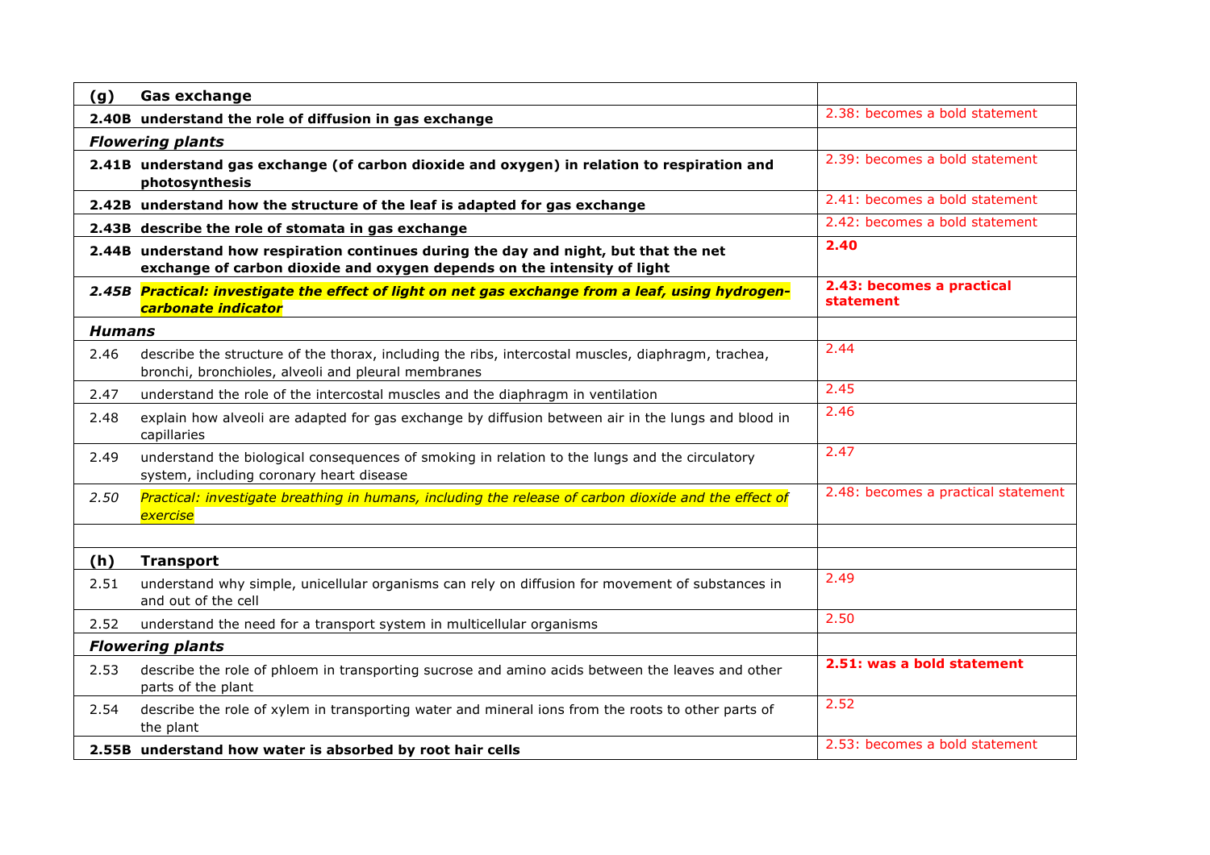| | |
|---|---|
| **(g) Gas exchange** | |
| **2.40B understand the role of diffusion in gas exchange** | 2.38: becomes a bold statement |
| ***Flowering plants*** | |
| **2.41B understand gas exchange (of carbon dioxide and oxygen) in relation to respiration and photosynthesis** | 2.39: becomes a bold statement |
| **2.42B understand how the structure of the leaf is adapted for gas exchange** | 2.41: becomes a bold statement |
| **2.43B describe the role of stomata in gas exchange** | 2.42: becomes a bold statement |
| **2.44B understand how respiration continues during the day and night, but that the net exchange of carbon dioxide and oxygen depends on the intensity of light** | **2.40** |
| ***2.45B Practical: investigate the effect of light on net gas exchange from a leaf, using hydrogen-carbonate indicator*** | **2.43: becomes a practical statement** |
| ***Humans*** | |
| 2.46 describe the structure of the thorax, including the ribs, intercostal muscles, diaphragm, trachea, bronchi, bronchioles, alveoli and pleural membranes | 2.44 |
| 2.47 understand the role of the intercostal muscles and the diaphragm in ventilation | 2.45 |
| 2.48 explain how alveoli are adapted for gas exchange by diffusion between air in the lungs and blood in capillaries | 2.46 |
| 2.49 understand the biological consequences of smoking in relation to the lungs and the circulatory system, including coronary heart disease | 2.47 |
| *2.50 Practical: investigate breathing in humans, including the release of carbon dioxide and the effect of exercise* | 2.48: becomes a practical statement |
| | |
| **(h) Transport** | |
| 2.51 understand why simple, unicellular organisms can rely on diffusion for movement of substances in and out of the cell | 2.49 |
| 2.52 understand the need for a transport system in multicellular organisms | 2.50 |
| ***Flowering plants*** | |
| 2.53 describe the role of phloem in transporting sucrose and amino acids between the leaves and other parts of the plant | **2.51: was a bold statement** |
| 2.54 describe the role of xylem in transporting water and mineral ions from the roots to other parts of the plant | 2.52 |
| **2.55B understand how water is absorbed by root hair cells** | 2.53: becomes a bold statement |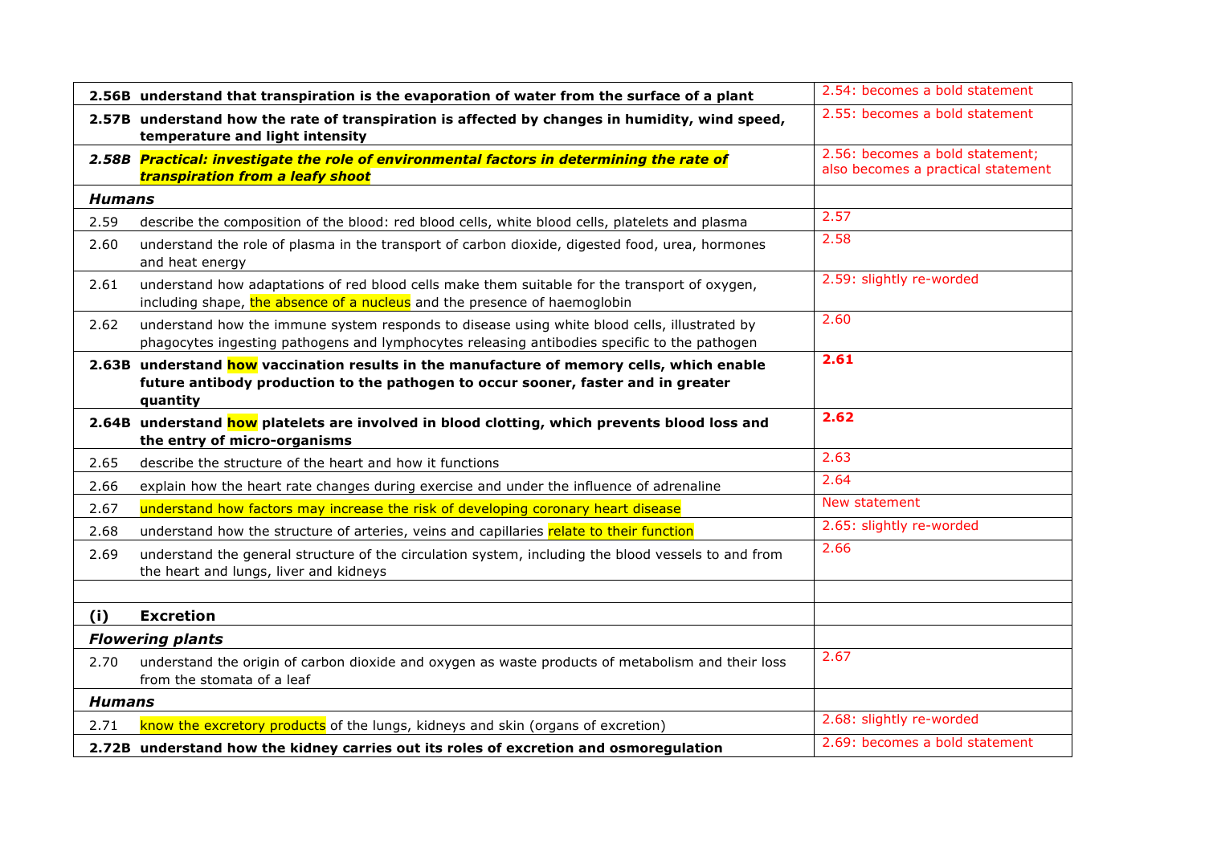| | | |
|---|---|---|
| **2.56B** | **understand that transpiration is the evaporation of water from the surface of a plant** | 2.54: becomes a bold statement |
| **2.57B** | **understand how the rate of transpiration is affected by changes in humidity, wind speed, temperature and light intensity** | 2.55: becomes a bold statement |
| ***2.58B*** | ***Practical: investigate the role of environmental factors in determining the rate of transpiration from a leafy shoot*** | 2.56: becomes a bold statement; also becomes a practical statement |
| ***Humans*** | | |
| 2.59 | describe the composition of the blood: red blood cells, white blood cells, platelets and plasma | 2.57 |
| 2.60 | understand the role of plasma in the transport of carbon dioxide, digested food, urea, hormones and heat energy | 2.58 |
| 2.61 | understand how adaptations of red blood cells make them suitable for the transport of oxygen, including shape, the absence of a nucleus and the presence of haemoglobin | 2.59: slightly re-worded |
| 2.62 | understand how the immune system responds to disease using white blood cells, illustrated by phagocytes ingesting pathogens and lymphocytes releasing antibodies specific to the pathogen | 2.60 |
| **2.63B** | **understand how vaccination results in the manufacture of memory cells, which enable future antibody production to the pathogen to occur sooner, faster and in greater quantity** | **2.61** |
| **2.64B** | **understand how platelets are involved in blood clotting, which prevents blood loss and the entry of micro-organisms** | **2.62** |
| 2.65 | describe the structure of the heart and how it functions | 2.63 |
| 2.66 | explain how the heart rate changes during exercise and under the influence of adrenaline | 2.64 |
| 2.67 | understand how factors may increase the risk of developing coronary heart disease | New statement |
| 2.68 | understand how the structure of arteries, veins and capillaries relate to their function | 2.65: slightly re-worded |
| 2.69 | understand the general structure of the circulation system, including the blood vessels to and from the heart and lungs, liver and kidneys | 2.66 |
| | | |
| **(i)** | **Excretion** | |
| ***Flowering plants*** | | |
| 2.70 | understand the origin of carbon dioxide and oxygen as waste products of metabolism and their loss from the stomata of a leaf | 2.67 |
| ***Humans*** | | |
| 2.71 | know the excretory products of the lungs, kidneys and skin (organs of excretion) | 2.68: slightly re-worded |
| **2.72B** | **understand how the kidney carries out its roles of excretion and osmoregulation** | 2.69: becomes a bold statement |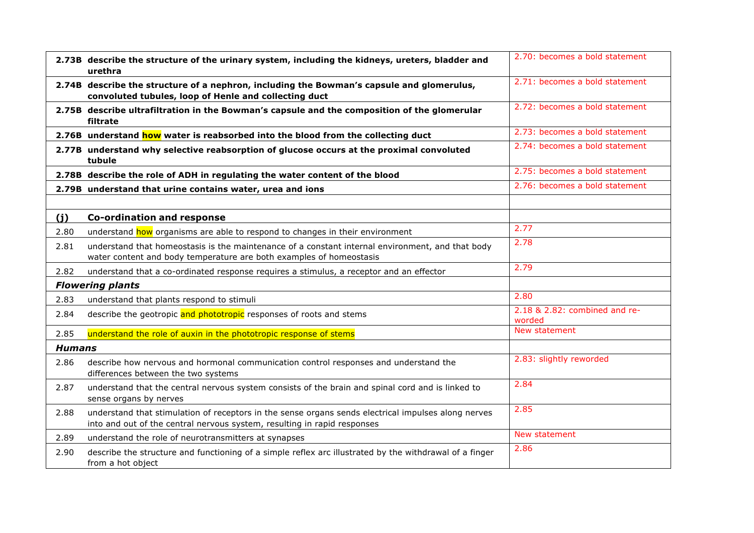| | | |
|---|---|---|
| **2.73B** | **describe the structure of the urinary system, including the kidneys, ureters, bladder and urethra** | 2.70: becomes a bold statement |
| **2.74B** | **describe the structure of a nephron, including the Bowman's capsule and glomerulus, convoluted tubules, loop of Henle and collecting duct** | 2.71: becomes a bold statement |
| **2.75B** | **describe ultrafiltration in the Bowman's capsule and the composition of the glomerular filtrate** | 2.72: becomes a bold statement |
| **2.76B** | **understand how water is reabsorbed into the blood from the collecting duct** | 2.73: becomes a bold statement |
| **2.77B** | **understand why selective reabsorption of glucose occurs at the proximal convoluted tubule** | 2.74: becomes a bold statement |
| **2.78B** | **describe the role of ADH in regulating the water content of the blood** | 2.75: becomes a bold statement |
| **2.79B** | **understand that urine contains water, urea and ions** | 2.76: becomes a bold statement |
| | | |
| **(j)** | **Co-ordination and response** | |
| 2.80 | understand how organisms are able to respond to changes in their environment | 2.77 |
| 2.81 | understand that homeostasis is the maintenance of a constant internal environment, and that body water content and body temperature are both examples of homeostasis | 2.78 |
| 2.82 | understand that a co-ordinated response requires a stimulus, a receptor and an effector | 2.79 |
| ***Flowering plants*** | | |
| 2.83 | understand that plants respond to stimuli | 2.80 |
| 2.84 | describe the geotropic and phototropic responses of roots and stems | 2.18 & 2.82: combined and re-worded |
| 2.85 | understand the role of auxin in the phototropic response of stems | New statement |
| ***Humans*** | | |
| 2.86 | describe how nervous and hormonal communication control responses and understand the differences between the two systems | 2.83: slightly reworded |
| 2.87 | understand that the central nervous system consists of the brain and spinal cord and is linked to sense organs by nerves | 2.84 |
| 2.88 | understand that stimulation of receptors in the sense organs sends electrical impulses along nerves into and out of the central nervous system, resulting in rapid responses | 2.85 |
| 2.89 | understand the role of neurotransmitters at synapses | New statement |
| 2.90 | describe the structure and functioning of a simple reflex arc illustrated by the withdrawal of a finger from a hot object | 2.86 |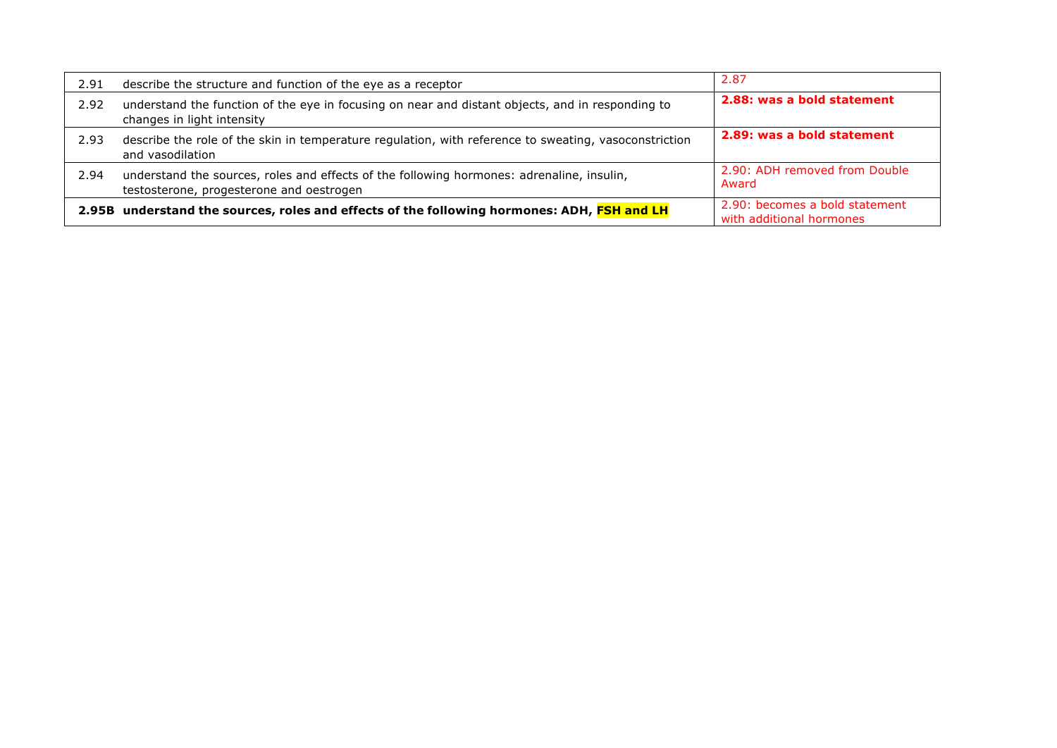| | | |
|---|---|---|
| 2.91 | describe the structure and function of the eye as a receptor | 2.87 |
| 2.92 | understand the function of the eye in focusing on near and distant objects, and in responding to changes in light intensity | **2.88: was a bold statement** |
| 2.93 | describe the role of the skin in temperature regulation, with reference to sweating, vasoconstriction and vasodilation | **2.89: was a bold statement** |
| 2.94 | understand the sources, roles and effects of the following hormones: adrenaline, insulin, testosterone, progesterone and oestrogen | 2.90: ADH removed from Double Award |
| **2.95B** | **understand the sources, roles and effects of the following hormones: ADH, FSH and LH** | 2.90: becomes a bold statement with additional hormones |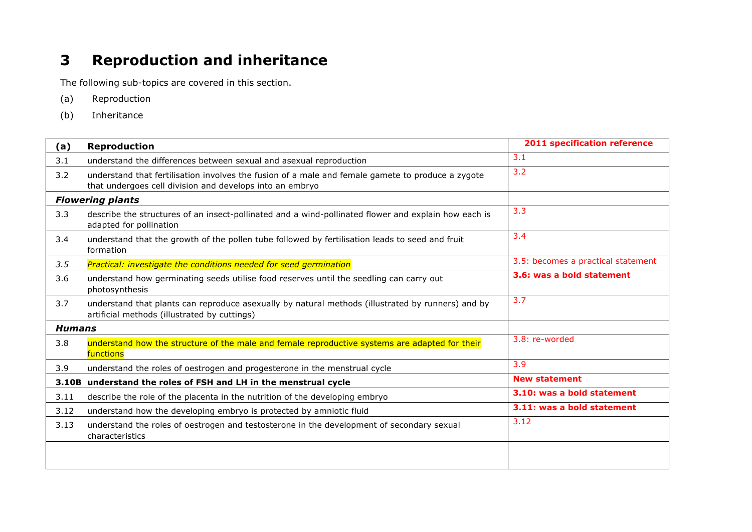# 3 Reproduction and inheritance

The following sub-topics are covered in this section.

(a) Reproduction

(b) Inheritance

| (a) | **Reproduction** | **2011 specification reference** |
|---|---|---|
| 3.1 | understand the differences between sexual and asexual reproduction | 3.1 |
| 3.2 | understand that fertilisation involves the fusion of a male and female gamete to produce a zygote that undergoes cell division and develops into an embryo | 3.2 |
| ***Flowering plants*** | | |
| 3.3 | describe the structures of an insect-pollinated and a wind-pollinated flower and explain how each is adapted for pollination | 3.3 |
| 3.4 | understand that the growth of the pollen tube followed by fertilisation leads to seed and fruit formation | 3.4 |
| *3.5* | *Practical: investigate the conditions needed for seed germination* | 3.5: becomes a practical statement |
| 3.6 | understand how germinating seeds utilise food reserves until the seedling can carry out photosynthesis | **3.6: was a bold statement** |
| 3.7 | understand that plants can reproduce asexually by natural methods (illustrated by runners) and by artificial methods (illustrated by cuttings) | 3.7 |
| ***Humans*** | | |
| 3.8 | understand how the structure of the male and female reproductive systems are adapted for their functions | 3.8: re-worded |
| 3.9 | understand the roles of oestrogen and progesterone in the menstrual cycle | 3.9 |
| **3.10B** | **understand the roles of FSH and LH in the menstrual cycle** | **New statement** |
| 3.11 | describe the role of the placenta in the nutrition of the developing embryo | **3.10: was a bold statement** |
| 3.12 | understand how the developing embryo is protected by amniotic fluid | **3.11: was a bold statement** |
| 3.13 | understand the roles of oestrogen and testosterone in the development of secondary sexual characteristics | 3.12 |
| | | |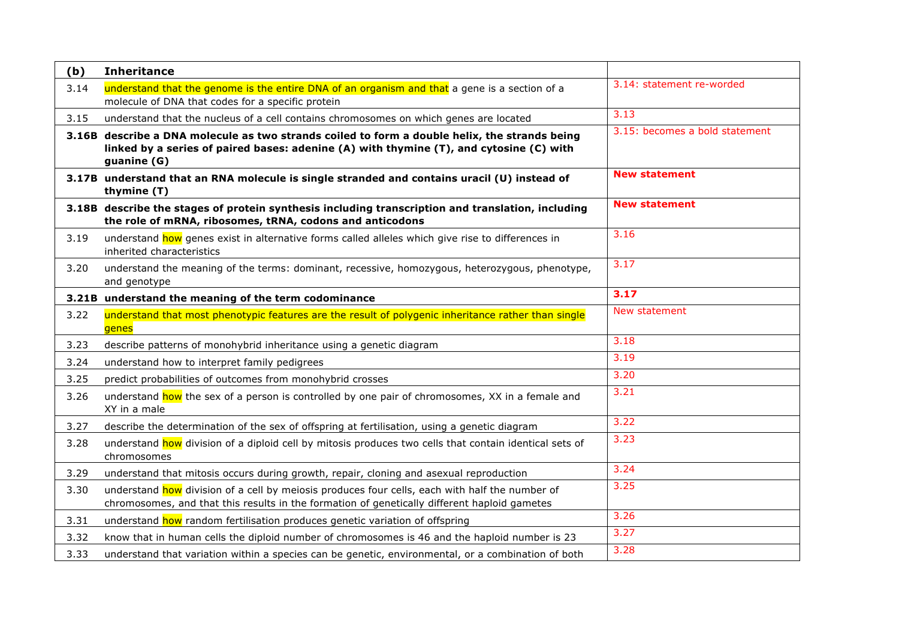| (b) | Inheritance | |
|---|---|---|
| 3.14 | understand that the genome is the entire DNA of an organism and that a gene is a section of a molecule of DNA that codes for a specific protein | 3.14: statement re-worded |
| 3.15 | understand that the nucleus of a cell contains chromosomes on which genes are located | 3.13 |
| **3.16B** | **describe a DNA molecule as two strands coiled to form a double helix, the strands being linked by a series of paired bases: adenine (A) with thymine (T), and cytosine (C) with guanine (G)** | 3.15: becomes a bold statement |
| **3.17B** | **understand that an RNA molecule is single stranded and contains uracil (U) instead of thymine (T)** | **New statement** |
| **3.18B** | **describe the stages of protein synthesis including transcription and translation, including the role of mRNA, ribosomes, tRNA, codons and anticodons** | **New statement** |
| 3.19 | understand how genes exist in alternative forms called alleles which give rise to differences in inherited characteristics | 3.16 |
| 3.20 | understand the meaning of the terms: dominant, recessive, homozygous, heterozygous, phenotype, and genotype | 3.17 |
| **3.21B** | **understand the meaning of the term codominance** | **3.17** |
| 3.22 | understand that most phenotypic features are the result of polygenic inheritance rather than single genes | New statement |
| 3.23 | describe patterns of monohybrid inheritance using a genetic diagram | 3.18 |
| 3.24 | understand how to interpret family pedigrees | 3.19 |
| 3.25 | predict probabilities of outcomes from monohybrid crosses | 3.20 |
| 3.26 | understand how the sex of a person is controlled by one pair of chromosomes, XX in a female and XY in a male | 3.21 |
| 3.27 | describe the determination of the sex of offspring at fertilisation, using a genetic diagram | 3.22 |
| 3.28 | understand how division of a diploid cell by mitosis produces two cells that contain identical sets of chromosomes | 3.23 |
| 3.29 | understand that mitosis occurs during growth, repair, cloning and asexual reproduction | 3.24 |
| 3.30 | understand how division of a cell by meiosis produces four cells, each with half the number of chromosomes, and that this results in the formation of genetically different haploid gametes | 3.25 |
| 3.31 | understand how random fertilisation produces genetic variation of offspring | 3.26 |
| 3.32 | know that in human cells the diploid number of chromosomes is 46 and the haploid number is 23 | 3.27 |
| 3.33 | understand that variation within a species can be genetic, environmental, or a combination of both | 3.28 |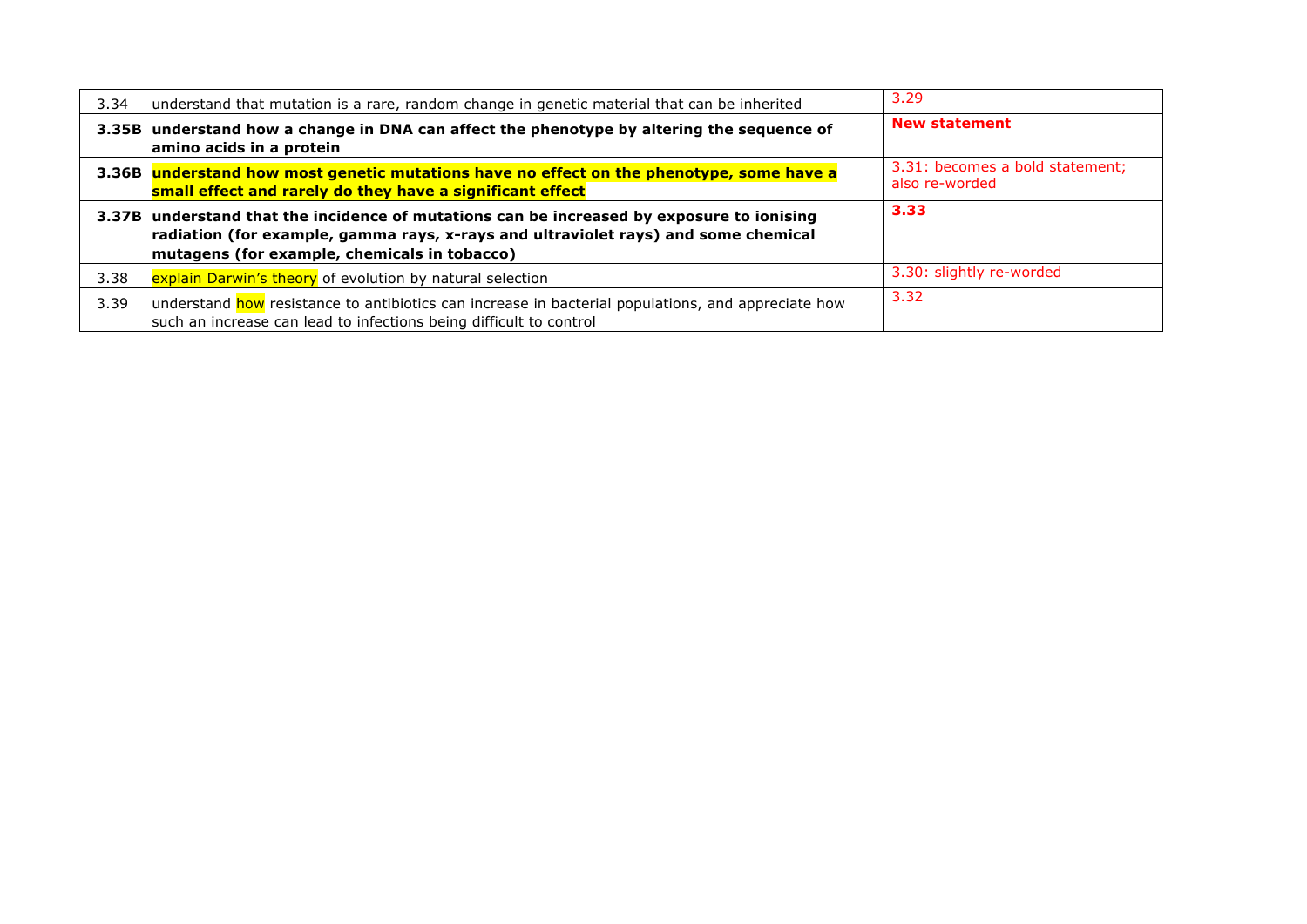| | | |
|---|---|---|
| 3.34 | understand that mutation is a rare, random change in genetic material that can be inherited | 3.29 |
| **3.35B** | **understand how a change in DNA can affect the phenotype by altering the sequence of amino acids in a protein** | **New statement** |
| **3.36B** | **understand how most genetic mutations have no effect on the phenotype, some have a small effect and rarely do they have a significant effect** | 3.31: becomes a bold statement; also re-worded |
| **3.37B** | **understand that the incidence of mutations can be increased by exposure to ionising radiation (for example, gamma rays, x-rays and ultraviolet rays) and some chemical mutagens (for example, chemicals in tobacco)** | **3.33** |
| 3.38 | explain Darwin's theory of evolution by natural selection | 3.30: slightly re-worded |
| 3.39 | understand how resistance to antibiotics can increase in bacterial populations, and appreciate how such an increase can lead to infections being difficult to control | 3.32 |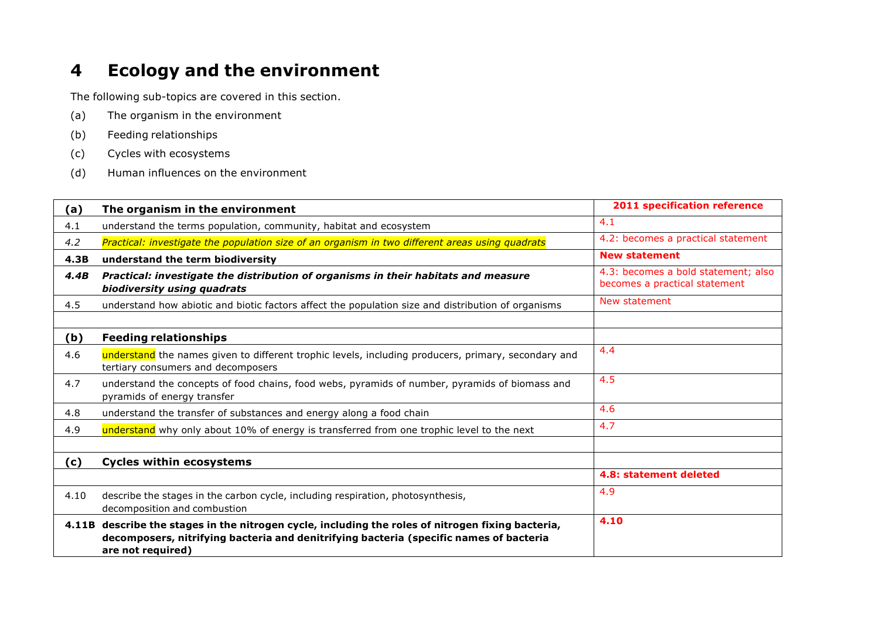# 4 Ecology and the environment

The following sub-topics are covered in this section.

(a) The organism in the environment

(b) Feeding relationships

(c) Cycles with ecosystems

(d) Human influences on the environment

| **(a)** | **The organism in the environment** | **2011 specification reference** |
|---|---|---|
| 4.1 | understand the terms population, community, habitat and ecosystem | 4.1 |
| *4.2* | *Practical: investigate the population size of an organism in two different areas using quadrats* | 4.2: becomes a practical statement |
| **4.3B** | **understand the term biodiversity** | **New statement** |
| ***4.4B*** | ***Practical: investigate the distribution of organisms in their habitats and measure biodiversity using quadrats*** | 4.3: becomes a bold statement; also becomes a practical statement |
| 4.5 | understand how abiotic and biotic factors affect the population size and distribution of organisms | New statement |
| | | |
| **(b)** | **Feeding relationships** | |
| 4.6 | understand the names given to different trophic levels, including producers, primary, secondary and tertiary consumers and decomposers | 4.4 |
| 4.7 | understand the concepts of food chains, food webs, pyramids of number, pyramids of biomass and pyramids of energy transfer | 4.5 |
| 4.8 | understand the transfer of substances and energy along a food chain | 4.6 |
| 4.9 | understand why only about 10% of energy is transferred from one trophic level to the next | 4.7 |
| | | |
| **(c)** | **Cycles within ecosystems** | |
| | | **4.8: statement deleted** |
| 4.10 | describe the stages in the carbon cycle, including respiration, photosynthesis, decomposition and combustion | 4.9 |
| **4.11B** | **describe the stages in the nitrogen cycle, including the roles of nitrogen fixing bacteria, decomposers, nitrifying bacteria and denitrifying bacteria (specific names of bacteria are not required)** | **4.10** |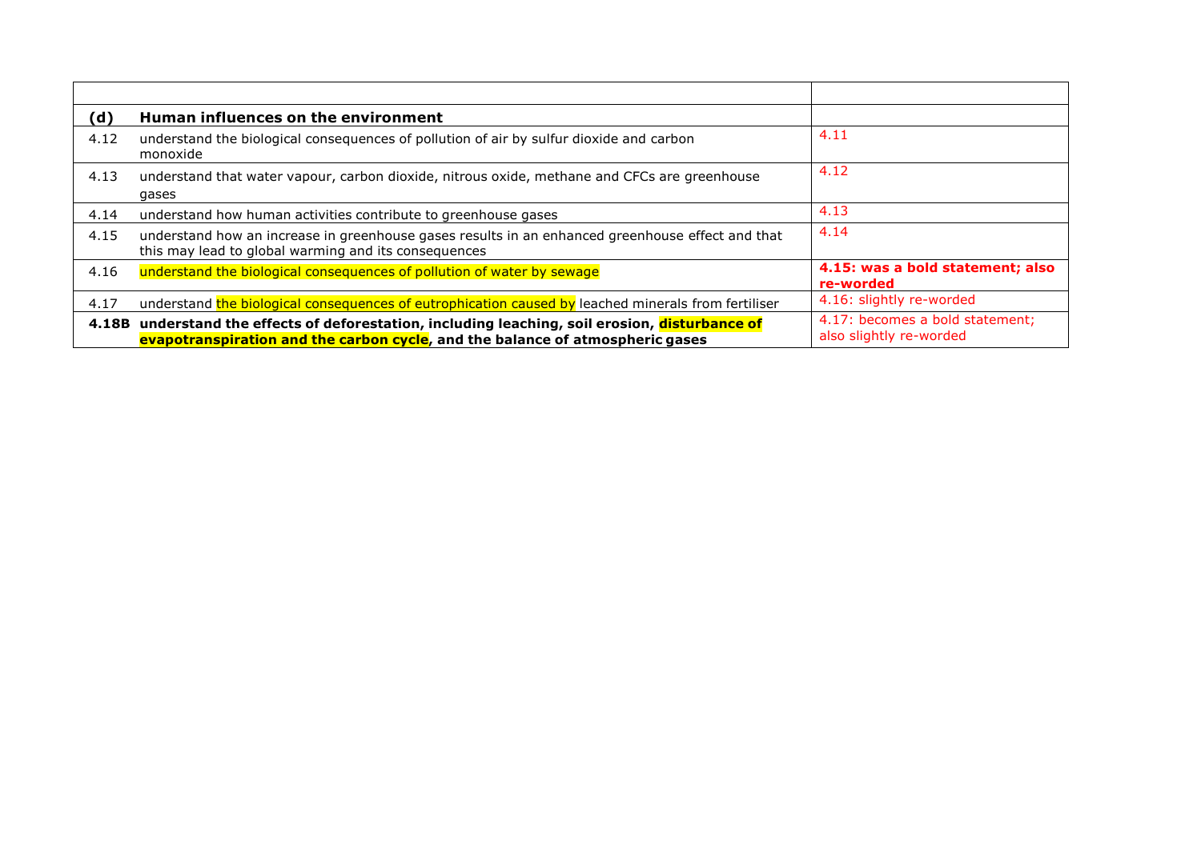| | | |
|---|---|---|
| **(d)** | **Human influences on the environment** | |
| 4.12 | understand the biological consequences of pollution of air by sulfur dioxide and carbon monoxide | 4.11 |
| 4.13 | understand that water vapour, carbon dioxide, nitrous oxide, methane and CFCs are greenhouse gases | 4.12 |
| 4.14 | understand how human activities contribute to greenhouse gases | 4.13 |
| 4.15 | understand how an increase in greenhouse gases results in an enhanced greenhouse effect and that this may lead to global warming and its consequences | 4.14 |
| 4.16 | understand the biological consequences of pollution of water by sewage | **4.15: was a bold statement; also re-worded** |
| 4.17 | understand the biological consequences of eutrophication caused by leached minerals from fertiliser | 4.16: slightly re-worded |
| **4.18B** | **understand the effects of deforestation, including leaching, soil erosion, disturbance of evapotranspiration and the carbon cycle, and the balance of atmospheric gases** | 4.17: becomes a bold statement; also slightly re-worded |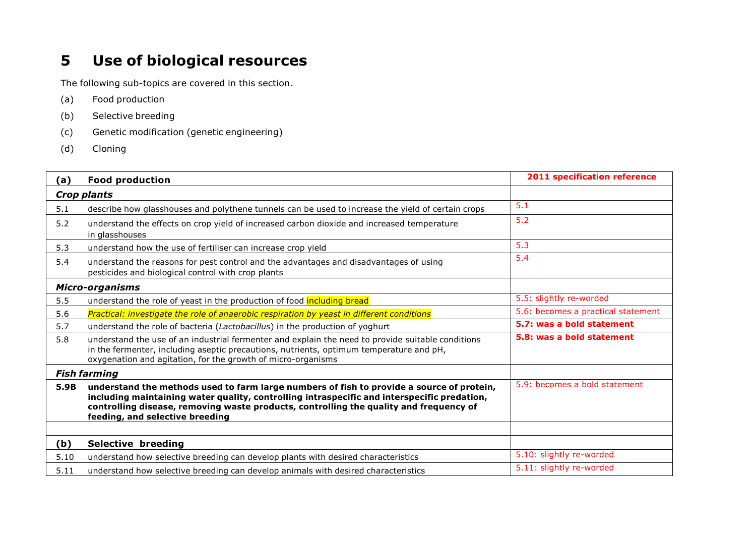# 5 Use of biological resources

The following sub-topics are covered in this section.

(a) Food production

(b) Selective breeding

(c) Genetic modification (genetic engineering)

(d) Cloning

| **(a)** | **Food production** | **2011 specification reference** |
|---|---|---|
| ***Crop plants*** | | |
| 5.1 | describe how glasshouses and polythene tunnels can be used to increase the yield of certain crops | 5.1 |
| 5.2 | understand the effects on crop yield of increased carbon dioxide and increased temperature in glasshouses | 5.2 |
| 5.3 | understand how the use of fertiliser can increase crop yield | 5.3 |
| 5.4 | understand the reasons for pest control and the advantages and disadvantages of using pesticides and biological control with crop plants | 5.4 |
| ***Micro-organisms*** | | |
| 5.5 | understand the role of yeast in the production of food including bread | 5.5: slightly re-worded |
| 5.6 | *Practical: investigate the role of anaerobic respiration by yeast in different conditions* | 5.6: becomes a practical statement |
| 5.7 | understand the role of bacteria (*Lactobacillus*) in the production of yoghurt | **5.7: was a bold statement** |
| 5.8 | understand the use of an industrial fermenter and explain the need to provide suitable conditions in the fermenter, including aseptic precautions, nutrients, optimum temperature and pH, oxygenation and agitation, for the growth of micro-organisms | **5.8: was a bold statement** |
| ***Fish farming*** | | |
| **5.9B** | **understand the methods used to farm large numbers of fish to provide a source of protein, including maintaining water quality, controlling intraspecific and interspecific predation, controlling disease, removing waste products, controlling the quality and frequency of feeding, and selective breeding** | 5.9: becomes a bold statement |
| | | |
| **(b)** | **Selective breeding** | |
| 5.10 | understand how selective breeding can develop plants with desired characteristics | 5.10: slightly re-worded |
| 5.11 | understand how selective breeding can develop animals with desired characteristics | 5.11: slightly re-worded |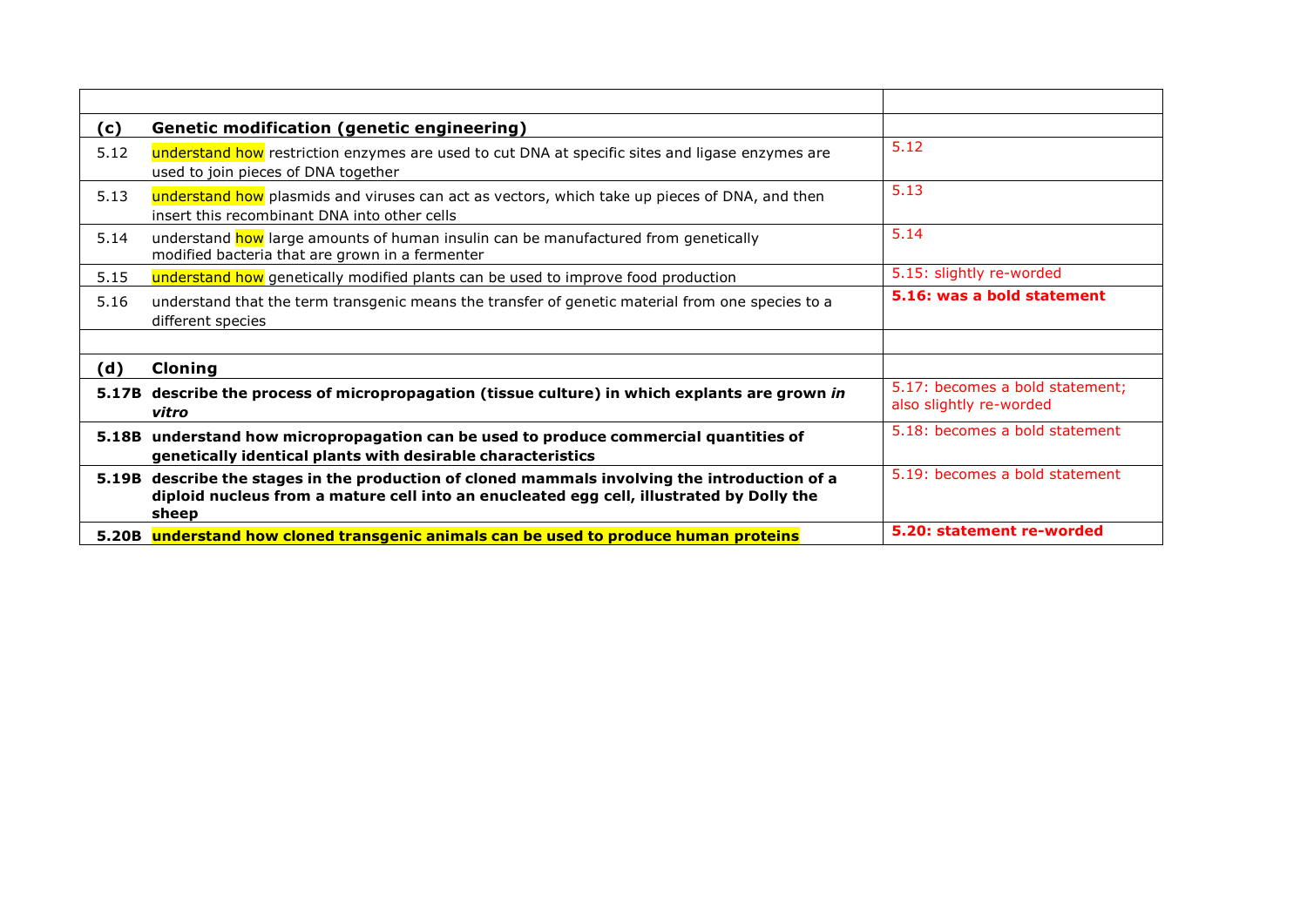| | | |
|---|---|---|
| | | |
| **(c)** | **Genetic modification (genetic engineering)** | |
| 5.12 | understand how restriction enzymes are used to cut DNA at specific sites and ligase enzymes are used to join pieces of DNA together | 5.12 |
| 5.13 | understand how plasmids and viruses can act as vectors, which take up pieces of DNA, and then insert this recombinant DNA into other cells | 5.13 |
| 5.14 | understand how large amounts of human insulin can be manufactured from genetically modified bacteria that are grown in a fermenter | 5.14 |
| 5.15 | understand how genetically modified plants can be used to improve food production | 5.15: slightly re-worded |
| 5.16 | understand that the term transgenic means the transfer of genetic material from one species to a different species | **5.16: was a bold statement** |
| | | |
| **(d)** | **Cloning** | |
| **5.17B** | **describe the process of micropropagation (tissue culture) in which explants are grown *in vitro*** | 5.17: becomes a bold statement; also slightly re-worded |
| **5.18B** | **understand how micropropagation can be used to produce commercial quantities of genetically identical plants with desirable characteristics** | 5.18: becomes a bold statement |
| **5.19B** | **describe the stages in the production of cloned mammals involving the introduction of a diploid nucleus from a mature cell into an enucleated egg cell, illustrated by Dolly the sheep** | 5.19: becomes a bold statement |
| **5.20B** | **understand how cloned transgenic animals can be used to produce human proteins** | **5.20: statement re-worded** |